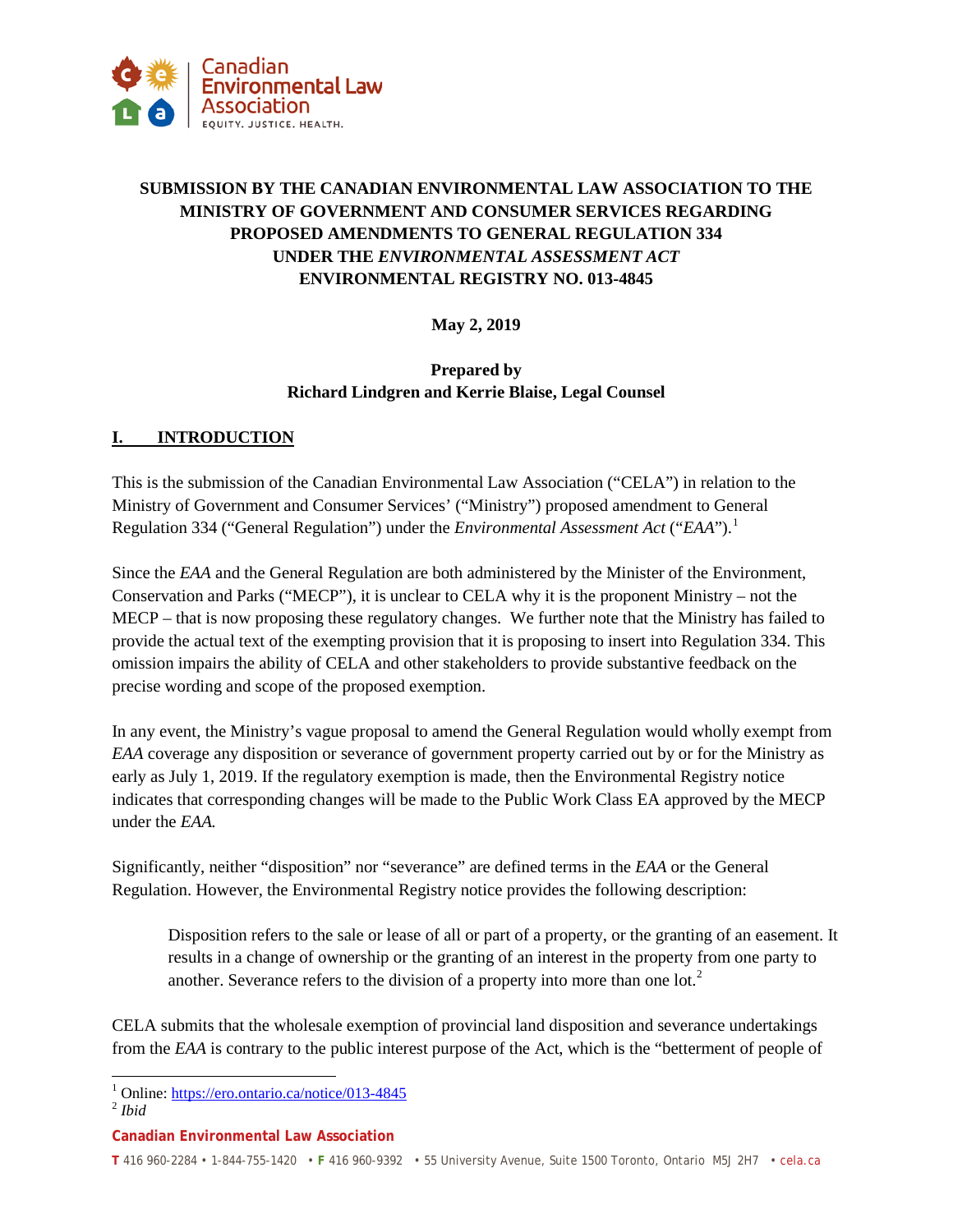Canadian Environmental Law Association

EQUITY. JUSTICE. HEALTH.

**SUBMISSION BY THE CANADIAN ENVIRONMENTAL LAW ASSOCIATION TO THE MINISTRY OF GOVERNMENT AND CONSUMER SERVICES REGARDING PROPOSED AMENDMENTS TO GENERAL REGULATION 334 UNDER THE *ENVIRONMENTAL ASSESSMENT ACT* ENVIRONMENTAL REGISTRY NO. 013-4845**

**May 2, 2019**

**Prepared by**
**Richard Lindgren and Kerrie Blaise, Legal Counsel**

## I. INTRODUCTION

This is the submission of the Canadian Environmental Law Association ("CELA") in relation to the Ministry of Government and Consumer Services' ("Ministry") proposed amendment to General Regulation 334 ("General Regulation") under the *Environmental Assessment Act* ("*EAA*").[1]

Since the *EAA* and the General Regulation are both administered by the Minister of the Environment, Conservation and Parks ("MECP"), it is unclear to CELA why it is the proponent Ministry – not the MECP – that is now proposing these regulatory changes. We further note that the Ministry has failed to provide the actual text of the exempting provision that it is proposing to insert into Regulation 334. This omission impairs the ability of CELA and other stakeholders to provide substantive feedback on the precise wording and scope of the proposed exemption.

In any event, the Ministry's vague proposal to amend the General Regulation would wholly exempt from *EAA* coverage any disposition or severance of government property carried out by or for the Ministry as early as July 1, 2019. If the regulatory exemption is made, then the Environmental Registry notice indicates that corresponding changes will be made to the Public Work Class EA approved by the MECP under the *EAA.*

Significantly, neither "disposition" nor "severance" are defined terms in the *EAA* or the General Regulation. However, the Environmental Registry notice provides the following description:

> Disposition refers to the sale or lease of all or part of a property, or the granting of an easement. It results in a change of ownership or the granting of an interest in the property from one party to another. Severance refers to the division of a property into more than one lot.[2]

CELA submits that the wholesale exemption of provincial land disposition and severance undertakings from the *EAA* is contrary to the public interest purpose of the Act, which is the "betterment of people of

---

[1] Online: https://ero.ontario.ca/notice/013-4845

[2] *Ibid*

**Canadian Environmental Law Association**

T 416 960-2284 • 1-844-755-1420 • F 416 960-9392 • 55 University Avenue, Suite 1500 Toronto, Ontario M5J 2H7 • cela.ca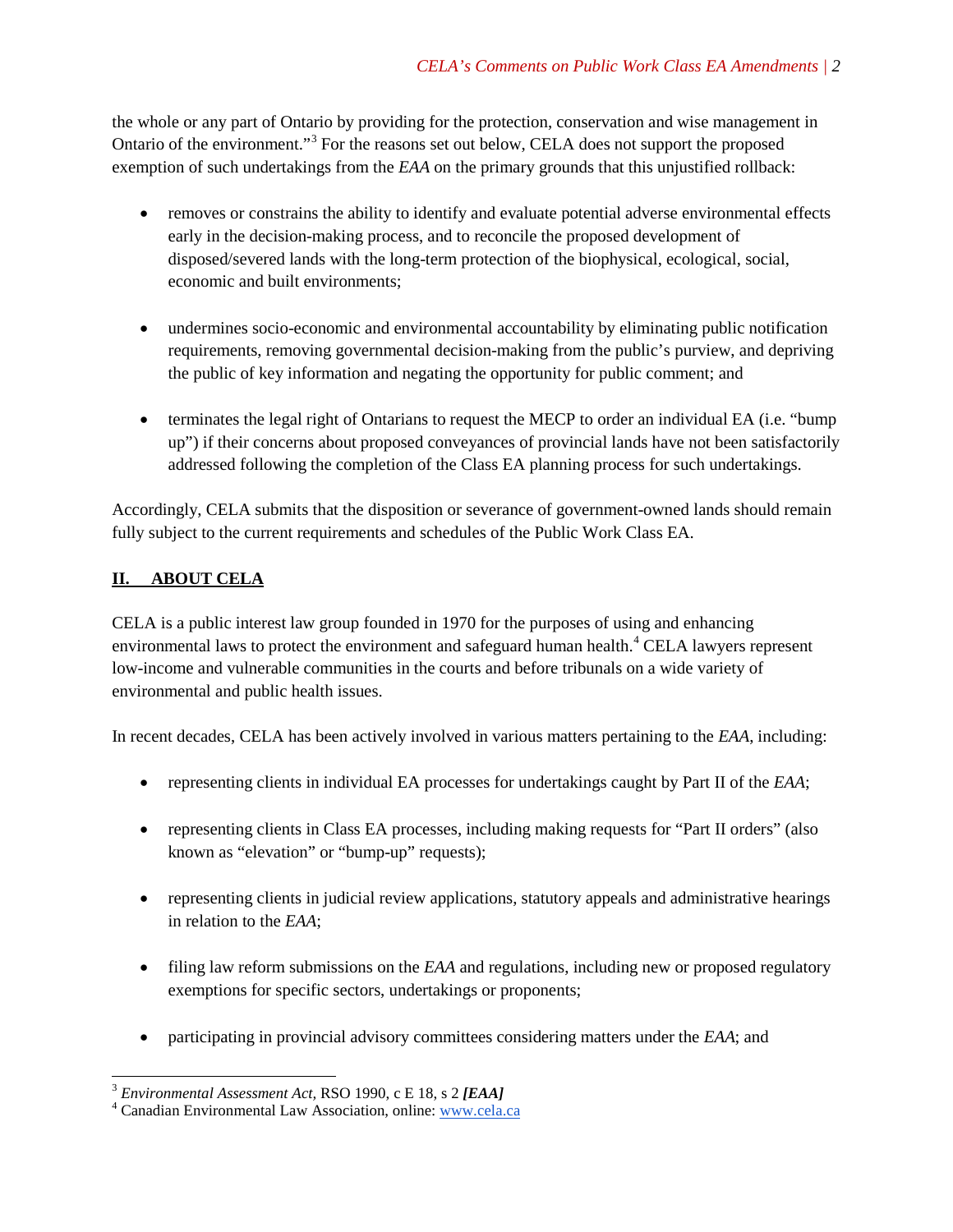the whole or any part of Ontario by providing for the protection, conservation and wise management in Ontario of the environment."[3] For the reasons set out below, CELA does not support the proposed exemption of such undertakings from the *EAA* on the primary grounds that this unjustified rollback:

- removes or constrains the ability to identify and evaluate potential adverse environmental effects early in the decision-making process, and to reconcile the proposed development of disposed/severed lands with the long-term protection of the biophysical, ecological, social, economic and built environments;

- undermines socio-economic and environmental accountability by eliminating public notification requirements, removing governmental decision-making from the public's purview, and depriving the public of key information and negating the opportunity for public comment; and

- terminates the legal right of Ontarians to request the MECP to order an individual EA (i.e. "bump up") if their concerns about proposed conveyances of provincial lands have not been satisfactorily addressed following the completion of the Class EA planning process for such undertakings.

Accordingly, CELA submits that the disposition or severance of government-owned lands should remain fully subject to the current requirements and schedules of the Public Work Class EA.

## II. ABOUT CELA

CELA is a public interest law group founded in 1970 for the purposes of using and enhancing environmental laws to protect the environment and safeguard human health.[4] CELA lawyers represent low-income and vulnerable communities in the courts and before tribunals on a wide variety of environmental and public health issues.

In recent decades, CELA has been actively involved in various matters pertaining to the *EAA*, including:

- representing clients in individual EA processes for undertakings caught by Part II of the *EAA*;

- representing clients in Class EA processes, including making requests for "Part II orders" (also known as "elevation" or "bump-up" requests);

- representing clients in judicial review applications, statutory appeals and administrative hearings in relation to the *EAA*;

- filing law reform submissions on the *EAA* and regulations, including new or proposed regulatory exemptions for specific sectors, undertakings or proponents;

- participating in provincial advisory committees considering matters under the *EAA*; and

---

[3] *Environmental Assessment Act,* RSO 1990, c E 18, s 2 ***[EAA]***

[4] Canadian Environmental Law Association, online: www.cela.ca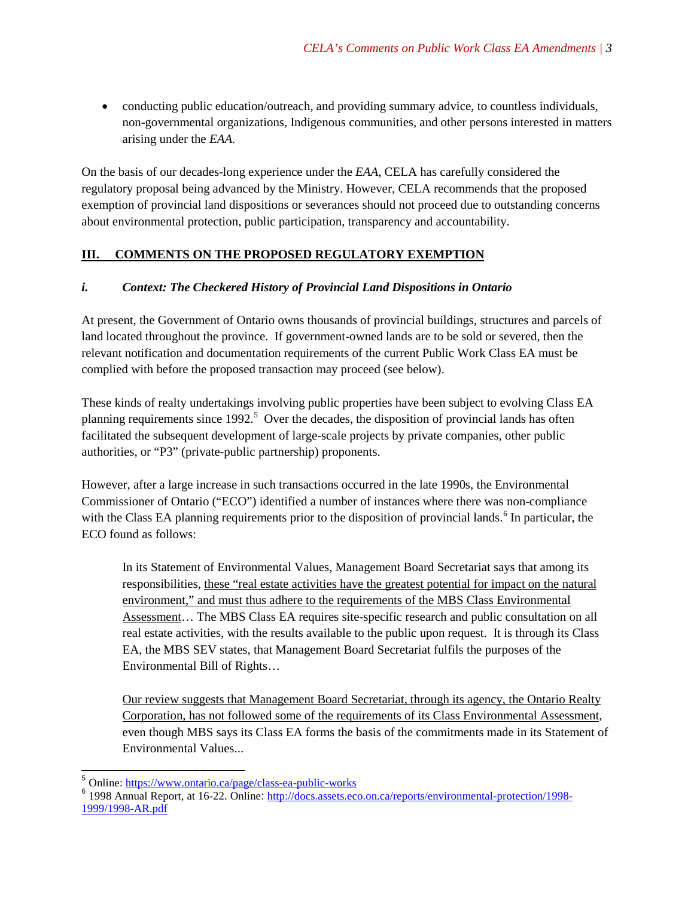- conducting public education/outreach, and providing summary advice, to countless individuals, non-governmental organizations, Indigenous communities, and other persons interested in matters arising under the *EAA*.

On the basis of our decades-long experience under the *EAA*, CELA has carefully considered the regulatory proposal being advanced by the Ministry. However, CELA recommends that the proposed exemption of provincial land dispositions or severances should not proceed due to outstanding concerns about environmental protection, public participation, transparency and accountability.

## III. COMMENTS ON THE PROPOSED REGULATORY EXEMPTION

### *i. Context: The Checkered History of Provincial Land Dispositions in Ontario*

At present, the Government of Ontario owns thousands of provincial buildings, structures and parcels of land located throughout the province. If government-owned lands are to be sold or severed, then the relevant notification and documentation requirements of the current Public Work Class EA must be complied with before the proposed transaction may proceed (see below).

These kinds of realty undertakings involving public properties have been subject to evolving Class EA planning requirements since 1992.[5] Over the decades, the disposition of provincial lands has often facilitated the subsequent development of large-scale projects by private companies, other public authorities, or "P3" (private-public partnership) proponents.

However, after a large increase in such transactions occurred in the late 1990s, the Environmental Commissioner of Ontario ("ECO") identified a number of instances where there was non-compliance with the Class EA planning requirements prior to the disposition of provincial lands.[6] In particular, the ECO found as follows:

> In its Statement of Environmental Values, Management Board Secretariat says that among its responsibilities, these "real estate activities have the greatest potential for impact on the natural environment," and must thus adhere to the requirements of the MBS Class Environmental Assessment… The MBS Class EA requires site-specific research and public consultation on all real estate activities, with the results available to the public upon request. It is through its Class EA, the MBS SEV states, that Management Board Secretariat fulfils the purposes of the Environmental Bill of Rights…
>
> Our review suggests that Management Board Secretariat, through its agency, the Ontario Realty Corporation, has not followed some of the requirements of its Class Environmental Assessment, even though MBS says its Class EA forms the basis of the commitments made in its Statement of Environmental Values...

---

[5] Online: https://www.ontario.ca/page/class-ea-public-works

[6] 1998 Annual Report, at 16-22. Online: http://docs.assets.eco.on.ca/reports/environmental-protection/1998-1999/1998-AR.pdf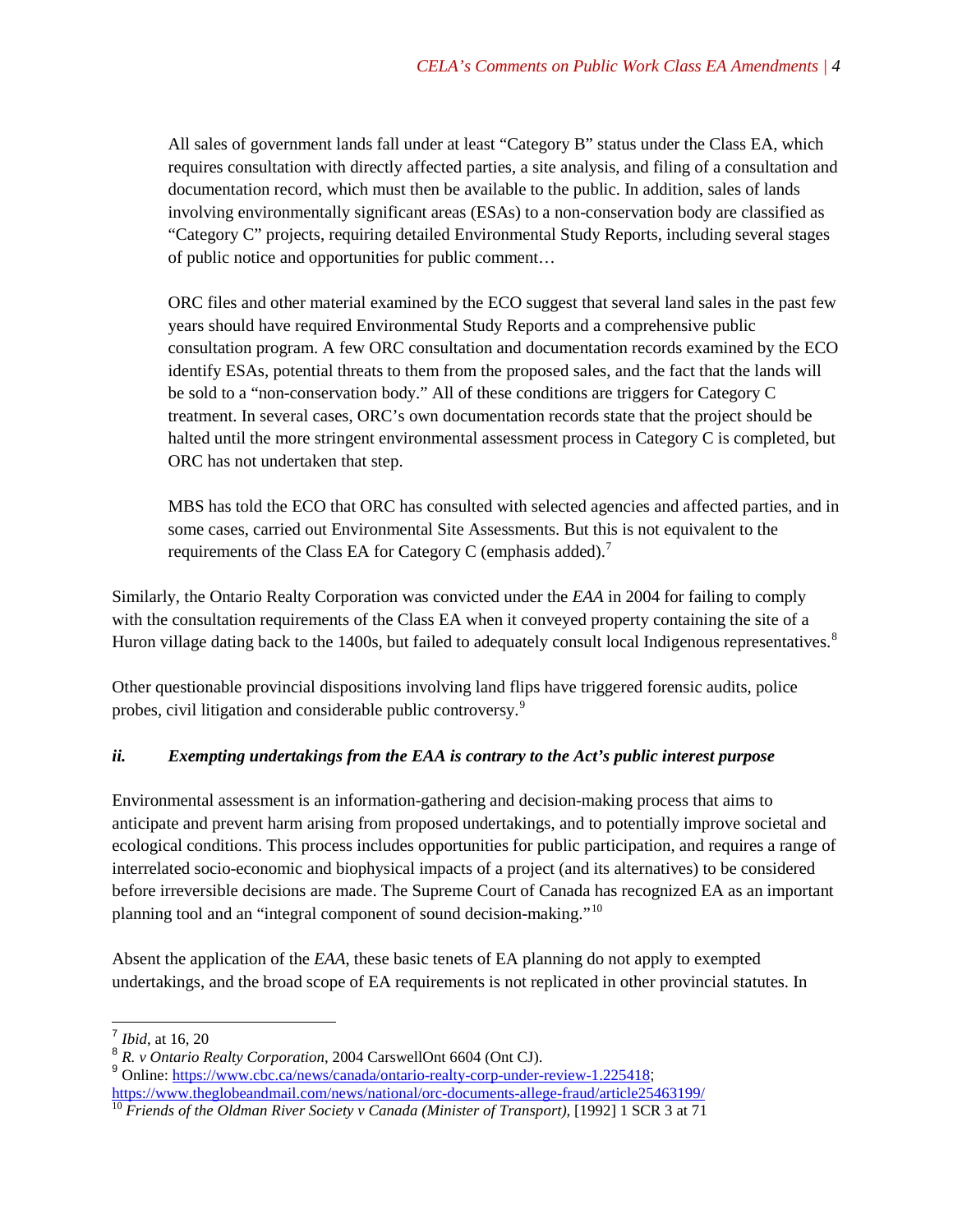> All sales of government lands fall under at least "Category B" status under the Class EA, which requires consultation with directly affected parties, a site analysis, and filing of a consultation and documentation record, which must then be available to the public. In addition, sales of lands involving environmentally significant areas (ESAs) to a non-conservation body are classified as "Category C" projects, requiring detailed Environmental Study Reports, including several stages of public notice and opportunities for public comment…
>
> ORC files and other material examined by the ECO suggest that several land sales in the past few years should have required Environmental Study Reports and a comprehensive public consultation program. A few ORC consultation and documentation records examined by the ECO identify ESAs, potential threats to them from the proposed sales, and the fact that the lands will be sold to a "non-conservation body." All of these conditions are triggers for Category C treatment. In several cases, ORC's own documentation records state that the project should be halted until the more stringent environmental assessment process in Category C is completed, but ORC has not undertaken that step.
>
> MBS has told the ECO that ORC has consulted with selected agencies and affected parties, and in some cases, carried out Environmental Site Assessments. But this is not equivalent to the requirements of the Class EA for Category C (emphasis added).[7]

Similarly, the Ontario Realty Corporation was convicted under the *EAA* in 2004 for failing to comply with the consultation requirements of the Class EA when it conveyed property containing the site of a Huron village dating back to the 1400s, but failed to adequately consult local Indigenous representatives.[8]

Other questionable provincial dispositions involving land flips have triggered forensic audits, police probes, civil litigation and considerable public controversy.[9]

### *ii. Exempting undertakings from the EAA is contrary to the Act's public interest purpose*

Environmental assessment is an information-gathering and decision-making process that aims to anticipate and prevent harm arising from proposed undertakings, and to potentially improve societal and ecological conditions. This process includes opportunities for public participation, and requires a range of interrelated socio-economic and biophysical impacts of a project (and its alternatives) to be considered before irreversible decisions are made. The Supreme Court of Canada has recognized EA as an important planning tool and an "integral component of sound decision-making."[10]

Absent the application of the *EAA*, these basic tenets of EA planning do not apply to exempted undertakings, and the broad scope of EA requirements is not replicated in other provincial statutes. In

---

[7] *Ibid*, at 16, 20

[8] *R. v Ontario Realty Corporation*, 2004 CarswellOnt 6604 (Ont CJ).

[9] Online: https://www.cbc.ca/news/canada/ontario-realty-corp-under-review-1.225418; https://www.theglobeandmail.com/news/national/orc-documents-allege-fraud/article25463199/

[10] *Friends of the Oldman River Society v Canada (Minister of Transport)*, [1992] 1 SCR 3 at 71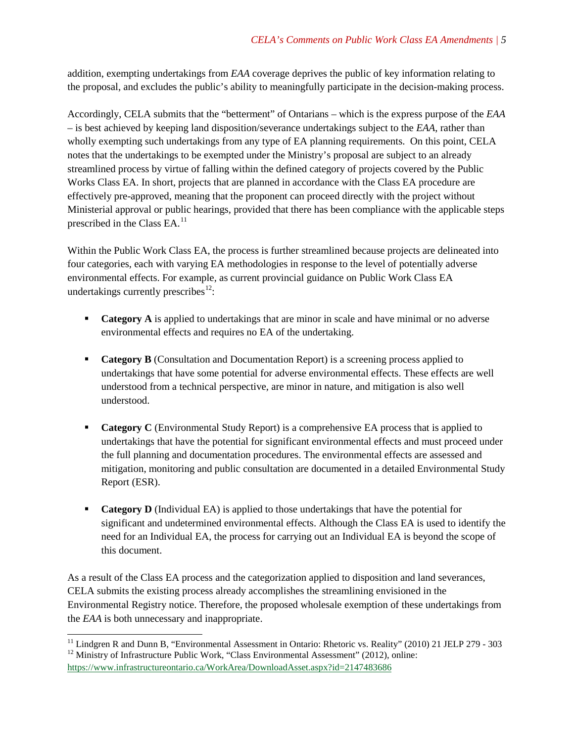addition, exempting undertakings from *EAA* coverage deprives the public of key information relating to the proposal, and excludes the public's ability to meaningfully participate in the decision-making process.

Accordingly, CELA submits that the "betterment" of Ontarians – which is the express purpose of the *EAA* – is best achieved by keeping land disposition/severance undertakings subject to the *EAA*, rather than wholly exempting such undertakings from any type of EA planning requirements. On this point, CELA notes that the undertakings to be exempted under the Ministry's proposal are subject to an already streamlined process by virtue of falling within the defined category of projects covered by the Public Works Class EA. In short, projects that are planned in accordance with the Class EA procedure are effectively pre-approved, meaning that the proponent can proceed directly with the project without Ministerial approval or public hearings, provided that there has been compliance with the applicable steps prescribed in the Class EA.[11]

Within the Public Work Class EA, the process is further streamlined because projects are delineated into four categories, each with varying EA methodologies in response to the level of potentially adverse environmental effects. For example, as current provincial guidance on Public Work Class EA undertakings currently prescribes[12]:

- **Category A** is applied to undertakings that are minor in scale and have minimal or no adverse environmental effects and requires no EA of the undertaking.

- **Category B** (Consultation and Documentation Report) is a screening process applied to undertakings that have some potential for adverse environmental effects. These effects are well understood from a technical perspective, are minor in nature, and mitigation is also well understood.

- **Category C** (Environmental Study Report) is a comprehensive EA process that is applied to undertakings that have the potential for significant environmental effects and must proceed under the full planning and documentation procedures. The environmental effects are assessed and mitigation, monitoring and public consultation are documented in a detailed Environmental Study Report (ESR).

- **Category D** (Individual EA) is applied to those undertakings that have the potential for significant and undetermined environmental effects. Although the Class EA is used to identify the need for an Individual EA, the process for carrying out an Individual EA is beyond the scope of this document.

As a result of the Class EA process and the categorization applied to disposition and land severances, CELA submits the existing process already accomplishes the streamlining envisioned in the Environmental Registry notice. Therefore, the proposed wholesale exemption of these undertakings from the *EAA* is both unnecessary and inappropriate.

---

[11] Lindgren R and Dunn B, "Environmental Assessment in Ontario: Rhetoric vs. Reality" (2010) 21 JELP 279 - 303

[12] Ministry of Infrastructure Public Work, "Class Environmental Assessment" (2012), online: https://www.infrastructureontario.ca/WorkArea/DownloadAsset.aspx?id=2147483686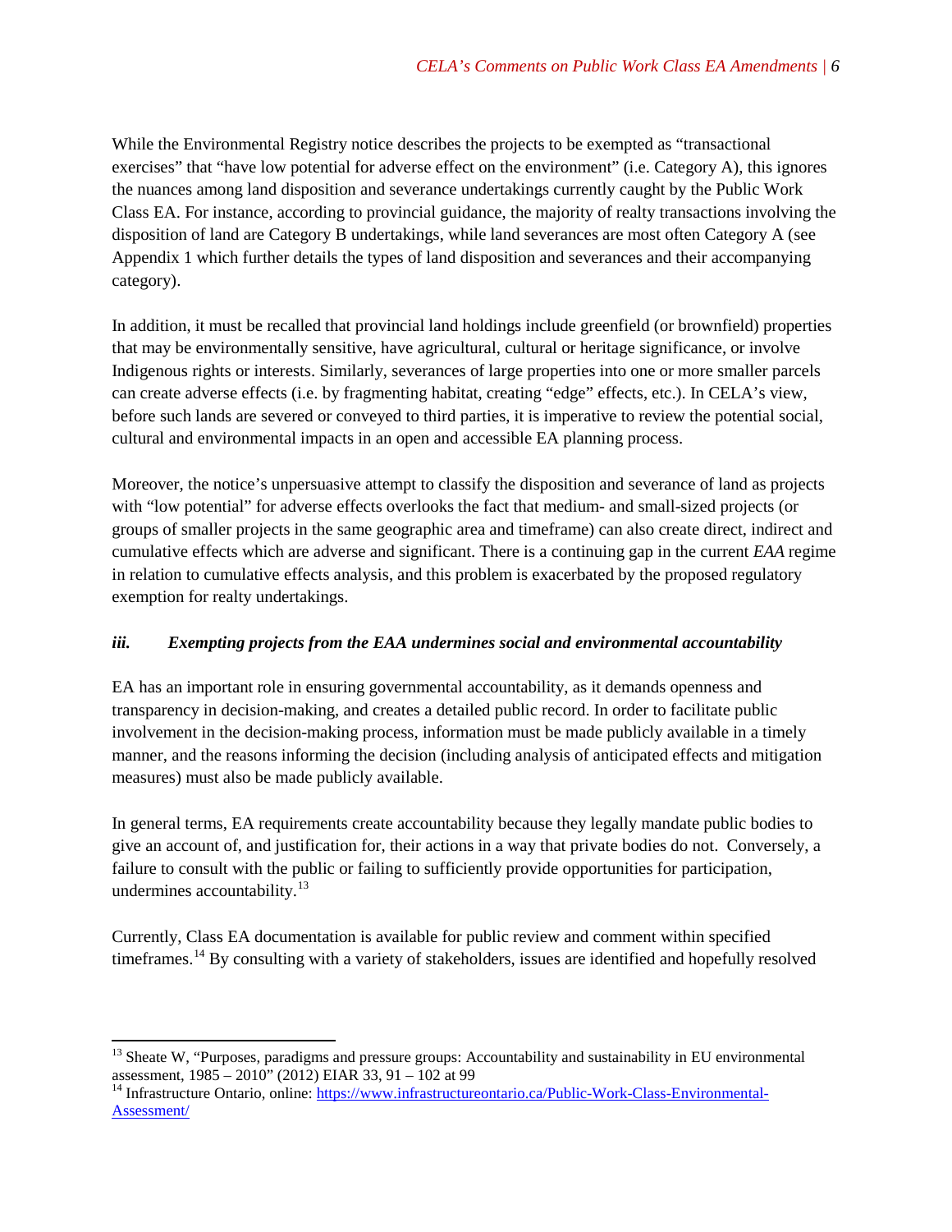While the Environmental Registry notice describes the projects to be exempted as "transactional exercises" that "have low potential for adverse effect on the environment" (i.e. Category A), this ignores the nuances among land disposition and severance undertakings currently caught by the Public Work Class EA. For instance, according to provincial guidance, the majority of realty transactions involving the disposition of land are Category B undertakings, while land severances are most often Category A (see Appendix 1 which further details the types of land disposition and severances and their accompanying category).

In addition, it must be recalled that provincial land holdings include greenfield (or brownfield) properties that may be environmentally sensitive, have agricultural, cultural or heritage significance, or involve Indigenous rights or interests. Similarly, severances of large properties into one or more smaller parcels can create adverse effects (i.e. by fragmenting habitat, creating "edge" effects, etc.). In CELA's view, before such lands are severed or conveyed to third parties, it is imperative to review the potential social, cultural and environmental impacts in an open and accessible EA planning process.

Moreover, the notice's unpersuasive attempt to classify the disposition and severance of land as projects with "low potential" for adverse effects overlooks the fact that medium- and small-sized projects (or groups of smaller projects in the same geographic area and timeframe) can also create direct, indirect and cumulative effects which are adverse and significant. There is a continuing gap in the current *EAA* regime in relation to cumulative effects analysis, and this problem is exacerbated by the proposed regulatory exemption for realty undertakings.

### *iii. Exempting projects from the EAA undermines social and environmental accountability*

EA has an important role in ensuring governmental accountability, as it demands openness and transparency in decision-making, and creates a detailed public record. In order to facilitate public involvement in the decision-making process, information must be made publicly available in a timely manner, and the reasons informing the decision (including analysis of anticipated effects and mitigation measures) must also be made publicly available.

In general terms, EA requirements create accountability because they legally mandate public bodies to give an account of, and justification for, their actions in a way that private bodies do not. Conversely, a failure to consult with the public or failing to sufficiently provide opportunities for participation, undermines accountability.[13]

Currently, Class EA documentation is available for public review and comment within specified timeframes.[14] By consulting with a variety of stakeholders, issues are identified and hopefully resolved

---

[13] Sheate W, "Purposes, paradigms and pressure groups: Accountability and sustainability in EU environmental assessment, 1985 – 2010" (2012) EIAR 33, 91 – 102 at 99

[14] Infrastructure Ontario, online: https://www.infrastructureontario.ca/Public-Work-Class-Environmental-Assessment/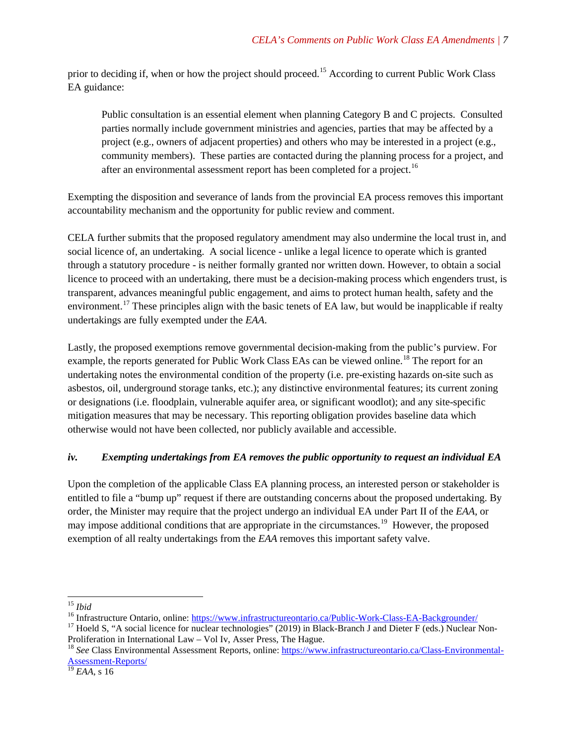prior to deciding if, when or how the project should proceed.[15] According to current Public Work Class EA guidance:

> Public consultation is an essential element when planning Category B and C projects. Consulted parties normally include government ministries and agencies, parties that may be affected by a project (e.g., owners of adjacent properties) and others who may be interested in a project (e.g., community members). These parties are contacted during the planning process for a project, and after an environmental assessment report has been completed for a project.[16]

Exempting the disposition and severance of lands from the provincial EA process removes this important accountability mechanism and the opportunity for public review and comment.

CELA further submits that the proposed regulatory amendment may also undermine the local trust in, and social licence of, an undertaking. A social licence - unlike a legal licence to operate which is granted through a statutory procedure - is neither formally granted nor written down. However, to obtain a social licence to proceed with an undertaking, there must be a decision-making process which engenders trust, is transparent, advances meaningful public engagement, and aims to protect human health, safety and the environment.[17] These principles align with the basic tenets of EA law, but would be inapplicable if realty undertakings are fully exempted under the *EAA*.

Lastly, the proposed exemptions remove governmental decision-making from the public's purview. For example, the reports generated for Public Work Class EAs can be viewed online.[18] The report for an undertaking notes the environmental condition of the property (i.e. pre-existing hazards on-site such as asbestos, oil, underground storage tanks, etc.); any distinctive environmental features; its current zoning or designations (i.e. floodplain, vulnerable aquifer area, or significant woodlot); and any site-specific mitigation measures that may be necessary. This reporting obligation provides baseline data which otherwise would not have been collected, nor publicly available and accessible.

### *iv. Exempting undertakings from EA removes the public opportunity to request an individual EA*

Upon the completion of the applicable Class EA planning process, an interested person or stakeholder is entitled to file a "bump up" request if there are outstanding concerns about the proposed undertaking. By order, the Minister may require that the project undergo an individual EA under Part II of the *EAA*, or may impose additional conditions that are appropriate in the circumstances.[19] However, the proposed exemption of all realty undertakings from the *EAA* removes this important safety valve.

---

[15] *Ibid*

[16] Infrastructure Ontario, online: https://www.infrastructureontario.ca/Public-Work-Class-EA-Backgrounder/

[17] Hoeld S, "A social licence for nuclear technologies" (2019) in Black-Branch J and Dieter F (eds.) Nuclear Non-Proliferation in International Law – Vol Iv, Asser Press, The Hague.

[18] *See* Class Environmental Assessment Reports, online: https://www.infrastructureontario.ca/Class-Environmental-Assessment-Reports/

[19] *EAA*, s 16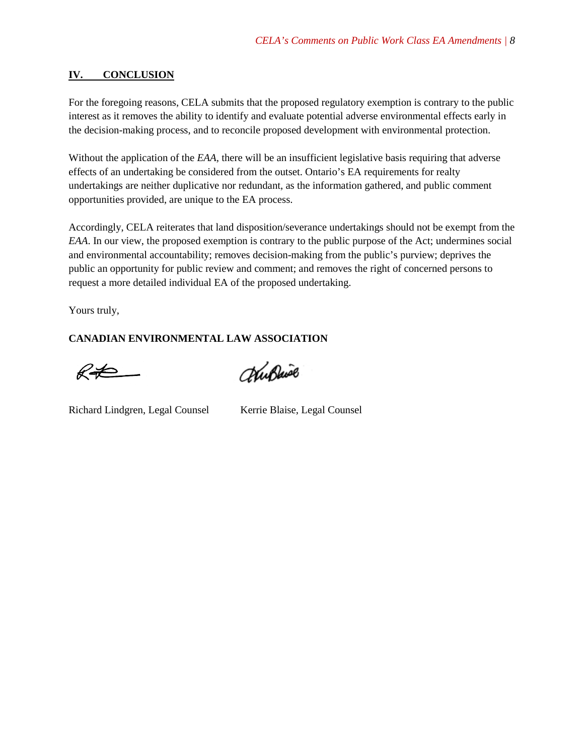## IV. CONCLUSION

For the foregoing reasons, CELA submits that the proposed regulatory exemption is contrary to the public interest as it removes the ability to identify and evaluate potential adverse environmental effects early in the decision-making process, and to reconcile proposed development with environmental protection.

Without the application of the *EAA*, there will be an insufficient legislative basis requiring that adverse effects of an undertaking be considered from the outset. Ontario's EA requirements for realty undertakings are neither duplicative nor redundant, as the information gathered, and public comment opportunities provided, are unique to the EA process.

Accordingly, CELA reiterates that land disposition/severance undertakings should not be exempt from the *EAA*. In our view, the proposed exemption is contrary to the public purpose of the Act; undermines social and environmental accountability; removes decision-making from the public's purview; deprives the public an opportunity for public review and comment; and removes the right of concerned persons to request a more detailed individual EA of the proposed undertaking.

Yours truly,

**CANADIAN ENVIRONMENTAL LAW ASSOCIATION**

Richard Lindgren, Legal Counsel

Kerrie Blaise, Legal Counsel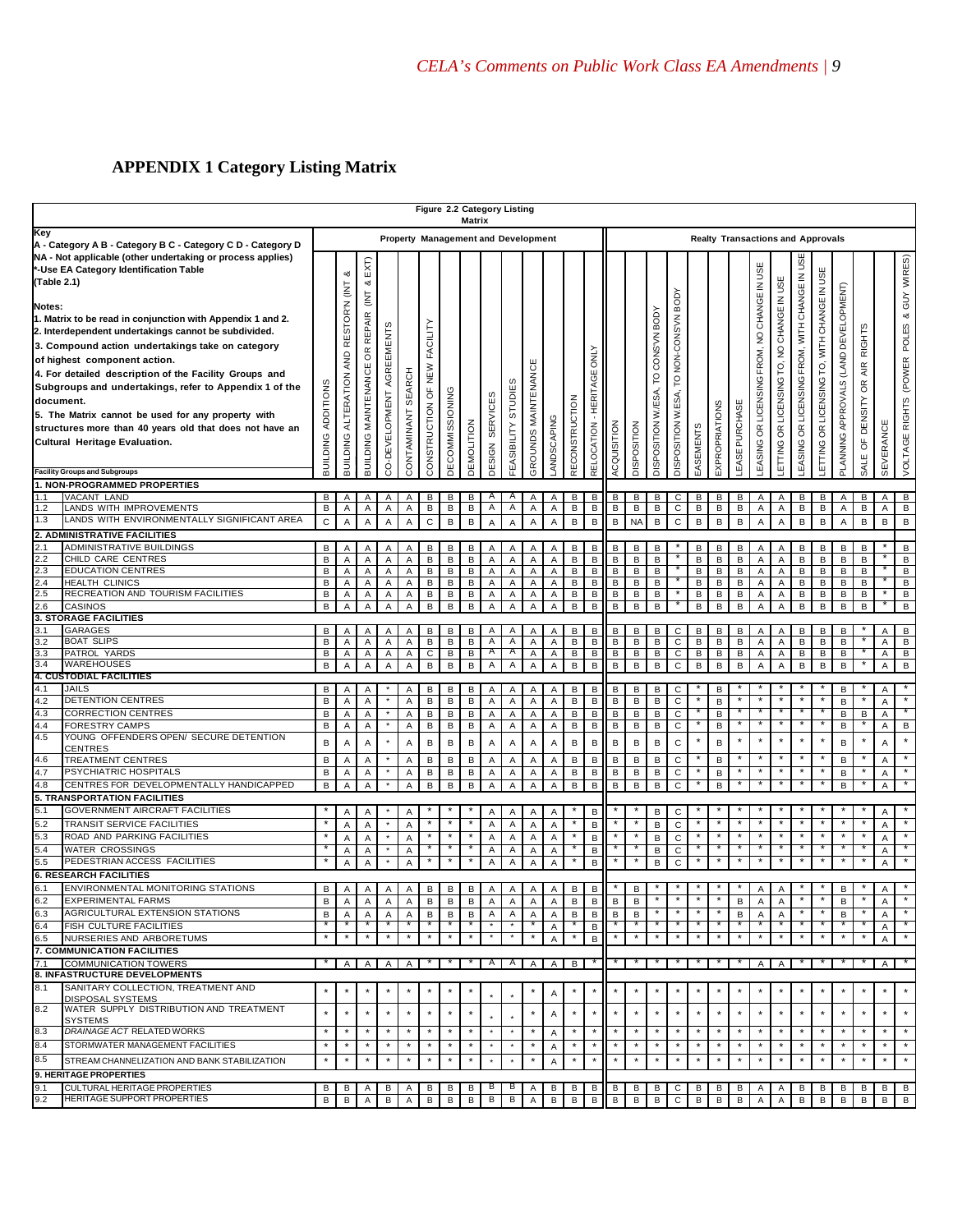# APPENDIX 1 Category Listing Matrix

**Figure 2.2 Category Listing Matrix**

**Key**
A - Category A B - Category B C - Category C D - Category D
NA - Not applicable (other undertaking or process applies)
*-Use EA Category Identification Table (Table 2.1)

**Notes:**
1. Matrix to be read in conjunction with Appendix 1 and 2.
2. Interdependent undertakings cannot be subdivided.
3. Compound action undertakings take on category of highest component action.
4. For detailed description of the Facility Groups and Subgroups and undertakings, refer to Appendix 1 of the document.
5. The Matrix cannot be used for any property with structures more than 40 years old that does not have an Cultural Heritage Evaluation.

| Facility Groups and Subgroups | | Property Management and Development | | | | | | | | | | | | | | | Realty Transactions and Approvals | | | | | | | | | | | | | | | | |
|---|---|---|---|---|---|---|---|---|---|---|---|---|---|---|---|---|---|---|---|---|---|---|---|---|---|---|---|---|---|---|---|---|---|
| | | BUILDING ADDITIONS | BUILDING ALTERATION AND RESTORN (INT & EXT) | BUILDING MAINTENANCE OR REPAIR (INT & EXT) | CO-DEVELOPMENT AGREEMENTS | CONTAMINANT SEARCH | CONSTRUCTION OF NEW FACILITY | DECOMMISSIONING | DEMOLITION | DESIGN SERVICES | FEASIBILITY STUDIES | GROUNDS MAINTENANCE | LANDSCAPING | RECONSTRUCTION | RELOCATION - HERITAGE ONLY | ACQUISITION | DISPOSITION | DISPOSITION W/ESA, TO CONS'VN BODY | DISPOSITION W/ESA, TO NON-CONS'VN BODY | EASEMENTS | EXPROPRIATIONS | LEASE PURCHASE | LEASING OR LICENSING FROM, NO CHANGE IN USE | LETTING OR LICENSING TO, NO CHANGE IN USE | LEASING OR LICENSING FROM, WITH CHANGE IN USE | LETTING OR LICENSING TO, WITH CHANGE IN USE | PLANNING APPROVALS (LAND DEVELOPMENT) | SALE OF DENSITY OR AIR RIGHTS | SEVERANCE | VOLTAGE RIGHTS (POWER POLES & GUY WIRES) |
| **1. NON-PROGRAMMED PROPERTIES** | | | | | | | | | | | | | | | | | | | | | | | | | | | | | | |
| 1.1 | VACANT LAND | B | A | A | A | A | B | B | B | A | A | A | A | B | B | B | B | B | C | B | B | B | A | A | B | B | A | B | A | B |
| 1.2 | LANDS WITH IMPROVEMENTS | B | A | A | A | A | B | B | B | A | A | A | A | B | B | B | B | B | C | B | B | B | A | A | B | B | A | B | A | B |
| 1.3 | LANDS WITH ENVIRONMENTALLY SIGNIFICANT AREA | C | A | A | A | A | C | B | B | A | A | A | A | B | B | B | NA | B | C | B | B | B | A | A | B | B | A | B | B | B |
| **2. ADMINISTRATIVE FACILITIES** | | | | | | | | | | | | | | | | | | | | | | | | | | | | | | |
| 2.1 | ADMINISTRATIVE BUILDINGS | B | A | A | A | A | B | B | B | A | A | A | A | B | B | B | B | B | * | B | B | B | A | A | B | B | B | B | * | B |
| 2.2 | CHILD CARE CENTRES | B | A | A | A | A | B | B | B | A | A | A | A | B | B | B | B | B | * | B | B | B | A | A | B | B | B | B | * | B |
| 2.3 | EDUCATION CENTRES | B | A | A | A | A | B | B | B | A | A | A | A | B | B | B | B | B | * | B | B | B | A | A | B | B | B | B | * | B |
| 2.4 | HEALTH CLINICS | B | A | A | A | A | B | B | B | A | A | A | A | B | B | B | B | B | * | B | B | B | A | A | B | B | B | B | * | B |
| 2.5 | RECREATION AND TOURISM FACILITIES | B | A | A | A | A | B | B | B | A | A | A | A | B | B | B | B | B | * | B | B | B | A | A | B | B | B | B | * | B |
| 2.6 | CASINOS | B | A | A | A | A | B | B | B | A | A | A | A | B | B | B | B | B | * | B | B | B | A | A | B | B | B | B | * | B |
| **3. STORAGE FACILITIES** | | | | | | | | | | | | | | | | | | | | | | | | | | | | | | |
| 3.1 | GARAGES | B | A | A | A | A | B | B | B | A | A | A | A | B | B | B | B | B | C | B | B | B | A | A | B | B | B | * | A | B |
| 3.2 | BOAT SLIPS | B | A | A | A | A | B | B | B | A | A | A | A | B | B | B | B | B | C | B | B | B | A | A | B | B | B | * | A | B |
| 3.3 | PATROL YARDS | B | A | A | A | A | C | B | B | A | A | A | A | B | B | B | B | B | C | B | B | B | A | A | B | B | B | * | A | B |
| 3.4 | WAREHOUSES | B | A | A | A | A | B | B | B | A | A | A | A | B | B | B | B | B | C | B | B | B | A | A | B | B | B | * | A | B |
| **4. CUSTODIAL FACILITIES** | | | | | | | | | | | | | | | | | | | | | | | | | | | | | | |
| 4.1 | JAILS | B | A | A | * | A | B | B | B | A | A | A | A | B | B | B | B | B | C | * | B | * | * | * | * | * | B | * | A | * |
| 4.2 | DETENTION CENTRES | B | A | A | * | A | B | B | B | A | A | A | A | B | B | B | B | B | C | * | B | * | * | * | * | * | B | * | A | * |
| 4.3 | CORRECTION CENTRES | B | A | A | * | A | B | B | B | A | A | A | A | B | B | B | B | B | C | * | B | * | * | * | * | * | B | B | A | * |
| 4.4 | FORESTRY CAMPS | B | A | A | * | A | B | B | B | A | A | A | A | B | B | B | B | B | C | * | B | * | * | * | * | * | B | * | A | B |
| 4.5 | YOUNG OFFENDERS OPEN/ SECURE DETENTION CENTRES | B | A | A | * | A | B | B | B | A | A | A | A | B | B | B | B | B | C | * | B | * | * | * | * | * | B | * | A | * |
| 4.6 | TREATMENT CENTRES | B | A | A | * | A | B | B | B | A | A | A | A | B | B | B | B | B | C | * | B | * | * | * | * | * | B | * | A | * |
| 4.7 | PSYCHIATRIC HOSPITALS | B | A | A | * | A | B | B | B | A | A | A | A | B | B | B | B | B | C | * | B | * | * | * | * | * | B | * | A | * |
| 4.8 | CENTRES FOR DEVELOPMENTALLY HANDICAPPED | B | A | A | * | A | B | B | B | A | A | A | A | B | B | B | B | B | C | * | B | * | * | * | * | * | B | * | A | * |
| **5. TRANSPORTATION FACILITIES** | | | | | | | | | | | | | | | | | | | | | | | | | | | | | | |
| 5.1 | GOVERNMENT AIRCRAFT FACILITIES | * | A | A | * | A | * | * | * | A | A | A | A | * | B | * | * | B | C | * | * | * | * | * | * | * | * | * | A | * |
| 5.2 | TRANSIT SERVICE FACILITIES | * | A | A | * | A | * | * | * | A | A | A | A | * | B | * | * | B | C | * | * | * | * | * | * | * | * | * | A | * |
| 5.3 | ROAD AND PARKING FACILITIES | * | A | A | * | A | * | * | * | A | A | A | A | * | B | * | * | B | C | * | * | * | * | * | * | * | * | * | A | * |
| 5.4 | WATER CROSSINGS | * | A | A | * | A | * | * | * | A | A | A | A | * | B | * | * | B | C | * | * | * | * | * | * | * | * | * | A | * |
| 5.5 | PEDESTRIAN ACCESS FACILITIES | * | A | A | * | A | * | * | * | A | A | A | A | * | B | * | * | B | C | * | * | * | * | * | * | * | * | * | A | * |
| **6. RESEARCH FACILITIES** | | | | | | | | | | | | | | | | | | | | | | | | | | | | | | |
| 6.1 | ENVIRONMENTAL MONITORING STATIONS | B | A | A | A | A | B | B | B | A | A | A | A | B | B | * | B | * | * | * | * | * | A | A | * | * | B | * | A | * |
| 6.2 | EXPERIMENTAL FARMS | B | A | A | A | A | B | B | B | A | A | A | A | B | B | B | B | * | * | * | * | B | A | A | * | * | B | * | A | * |
| 6.3 | AGRICULTURAL EXTENSION STATIONS | B | A | A | A | A | B | B | B | A | A | A | A | B | B | B | B | * | * | * | * | B | A | A | * | * | B | * | A | * |
| 6.4 | FISH CULTURE FACILITIES | * | * | * | * | * | * | * | * | * | * | * | A | * | B | * | * | * | * | * | * | * | * | * | * | * | * | * | A | * |
| 6.5 | NURSERIES AND ARBORETUMS | * | * | * | * | * | * | * | * | * | * | * | A | * | B | * | * | * | * | * | * | * | * | * | * | * | * | * | A | * |
| **7. COMMUNICATION FACILITIES** | | | | | | | | | | | | | | | | | | | | | | | | | | | | | | |
| 7.1 | COMMUNICATION TOWERS | * | A | A | A | A | * | * | * | A | A | A | A | B | * | * | * | * | * | * | * | * | A | A | * | * | * | * | A | * |
| **8. INFASTRUCTURE DEVELOPMENTS** | | | | | | | | | | | | | | | | | | | | | | | | | | | | | | |
| 8.1 | SANITARY COLLECTION, TREATMENT AND DISPOSAL SYSTEMS | * | * | * | * | * | * | * | * | * | * | * | A | * | * | * | * | * | * | * | * | * | * | * | * | * | * | * | * | * |
| 8.2 | WATER SUPPLY DISTRIBUTION AND TREATMENT SYSTEMS | * | * | * | * | * | * | * | * | * | * | * | A | * | * | * | * | * | * | * | * | * | * | * | * | * | * | * | * | * |
| 8.3 | *DRAINAGE ACT* RELATED WORKS | * | * | * | * | * | * | * | * | * | * | * | A | * | * | * | * | * | * | * | * | * | * | * | * | * | * | * | * | * |
| 8.4 | STORMWATER MANAGEMENT FACILITIES | * | * | * | * | * | * | * | * | * | * | * | A | * | * | * | * | * | * | * | * | * | * | * | * | * | * | * | * | * |
| 8.5 | STREAM CHANNELIZATION AND BANK STABILIZATION | * | * | * | * | * | * | * | * | * | * | * | A | * | * | * | * | * | * | * | * | * | * | * | * | * | * | * | * | * |
| **9. HERITAGE PROPERTIES** | | | | | | | | | | | | | | | | | | | | | | | | | | | | | | |
| 9.1 | CULTURAL HERITAGE PROPERTIES | B | B | A | B | A | B | B | B | B | B | A | B | B | B | B | B | B | C | B | B | B | A | A | B | B | B | B | B | B |
| 9.2 | HERITAGE SUPPORT PROPERTIES | B | B | A | B | A | B | B | B | B | B | A | B | B | B | B | B | B | C | B | B | B | A | A | B | B | B | B | B | B |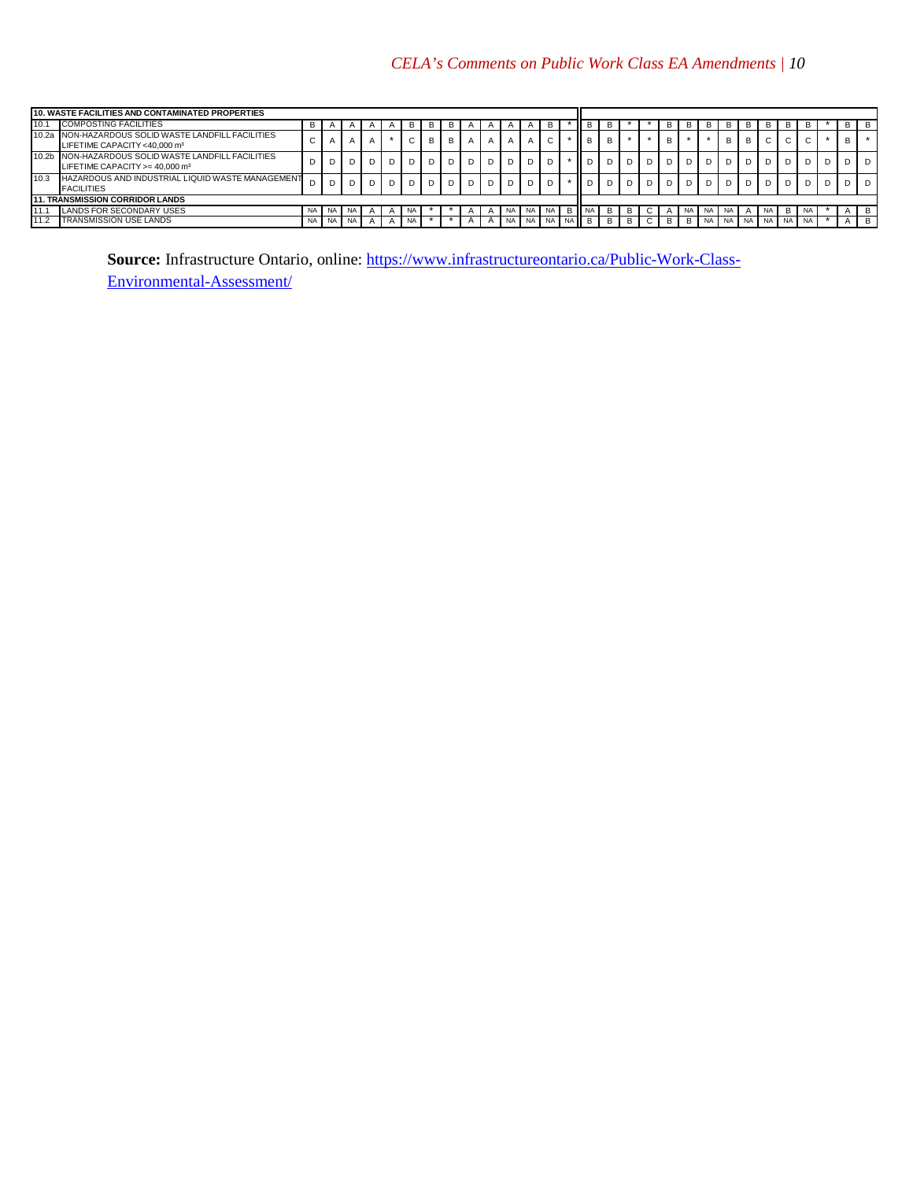| | | | | | | | | | | | | | | | | | | | | | | | | | | | | | | |
|---|---|---|---|---|---|---|---|---|---|---|---|---|---|---|---|---|---|---|---|---|---|---|---|---|---|---|---|---|---|---|
| **10. WASTE FACILITIES AND CONTAMINATED PROPERTIES** | | | | | | | | | | | | | | | | | | | | | | | | | | | | | | |
| 10.1 | COMPOSTING FACILITIES | B | A | A | A | A | B | B | B | A | A | A | A | B | * | B | B | * | * | B | B | B | B | B | B | B | B | * | B | B |
| 10.2a | NON-HAZARDOUS SOLID WASTE LANDFILL FACILITIES LIFETIME CAPACITY <40,000 $m^3$ | C | A | A | A | * | C | B | B | A | A | A | A | C | * | B | B | * | * | B | * | * | B | B | C | C | C | * | B | * |
| 10.2b | NON-HAZARDOUS SOLID WASTE LANDFILL FACILITIES LIFETIME CAPACITY >= 40,000 $m^3$ | D | D | D | D | D | D | D | D | D | D | D | D | D | * | D | D | D | D | D | D | D | D | D | D | D | D | D | D | D |
| 10.3 | HAZARDOUS AND INDUSTRIAL LIQUID WASTE MANAGEMENT FACILITIES | D | D | D | D | D | D | D | D | D | D | D | D | D | * | D | D | D | D | D | D | D | D | D | D | D | D | D | D | D |
| **11. TRANSMISSION CORRIDOR LANDS** | | | | | | | | | | | | | | | | | | | | | | | | | | | | | | |
| 11.1 | LANDS FOR SECONDARY USES | NA | NA | NA | A | A | NA | * | * | A | A | NA | NA | NA | B | NA | B | B | C | A | NA | NA | NA | A | NA | B | NA | * | A | B |
| 11.2 | TRANSMISSION USE LANDS | NA | NA | NA | A | A | NA | * | * | A | A | NA | NA | NA | NA | B | B | B | C | B | B | NA | NA | NA | NA | NA | NA | * | A | B |

**Source:** Infrastructure Ontario, online: https://www.infrastructureontario.ca/Public-Work-Class-Environmental-Assessment/